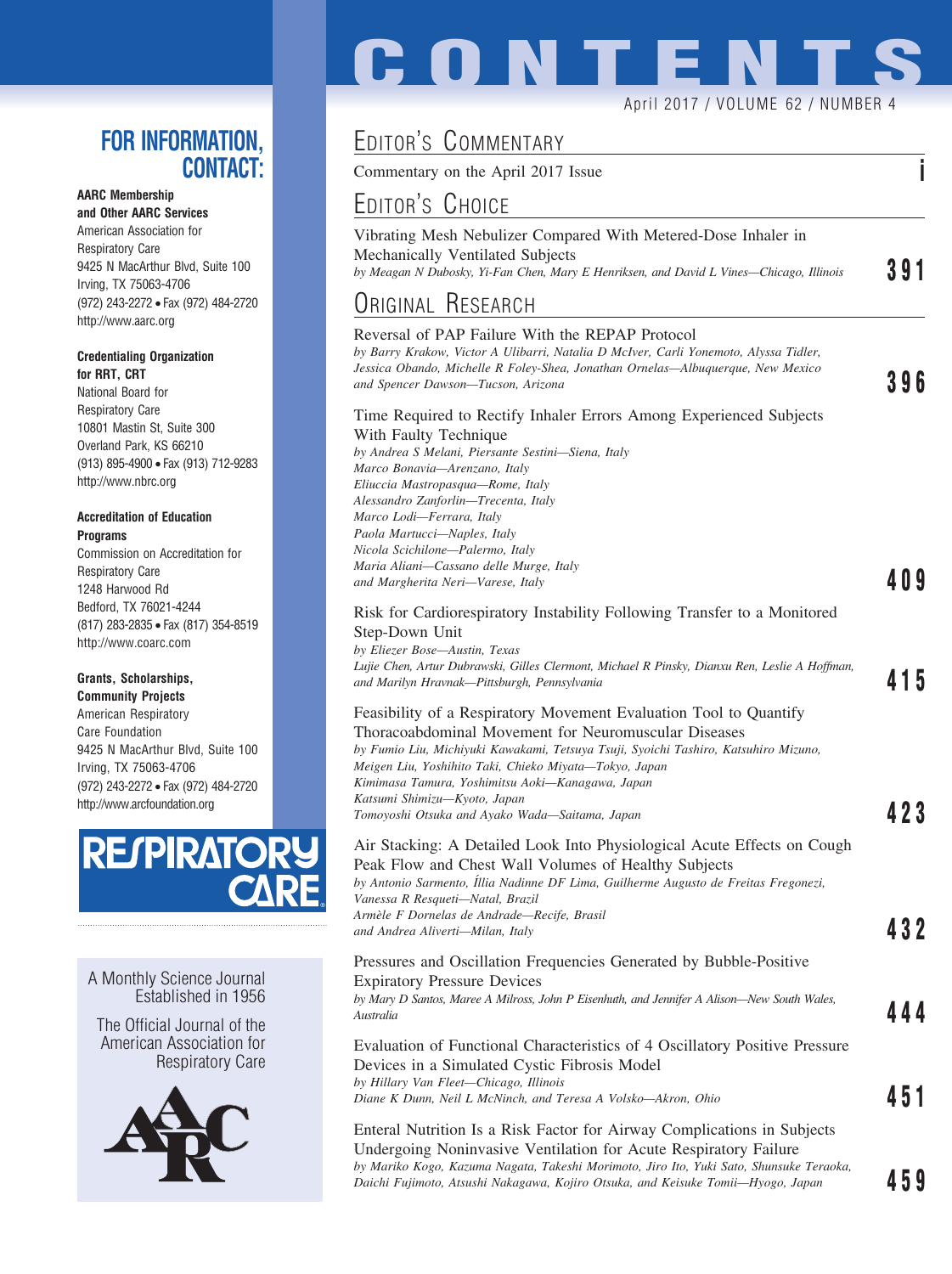# CONTENTS

April 2017 / VOLUME 62 / NUMBER 4

## EDITOR'S COMMENTARY

Commentary on the April 2017 Issue — i

## EDITOR'S CHOICE

Vibrating Mesh Nebulizer Compared With Metered-Dose Inhaler in Mechanically Ventilated Subjects
*by Meagan N Dubosky, Yi-Fan Chen, Mary E Henriksen, and David L Vines—Chicago, Illinois* — 391

## ORIGINAL RESEARCH

Reversal of PAP Failure With the REPAP Protocol
*by Barry Krakow, Victor A Ulibarri, Natalia D McIver, Carli Yonemoto, Alyssa Tidler, Jessica Obando, Michelle R Foley-Shea, Jonathan Ornelas—Albuquerque, New Mexico and Spencer Dawson—Tucson, Arizona* — 396

Time Required to Rectify Inhaler Errors Among Experienced Subjects With Faulty Technique
*by Andrea S Melani, Piersante Sestini—Siena, Italy*
*Marco Bonavia—Arenzano, Italy*
*Eliuccia Mastropasqua—Rome, Italy*
*Alessandro Zanforlin—Trecenta, Italy*
*Marco Lodi—Ferrara, Italy*
*Paola Martucci—Naples, Italy*
*Nicola Scichilone—Palermo, Italy*
*Maria Aliani—Cassano delle Murge, Italy*
*and Margherita Neri—Varese, Italy* — 409

Risk for Cardiorespiratory Instability Following Transfer to a Monitored Step-Down Unit
*by Eliezer Bose—Austin, Texas*
*Lujie Chen, Artur Dubrawski, Gilles Clermont, Michael R Pinsky, Dianxu Ren, Leslie A Hoffman, and Marilyn Hravnak—Pittsburgh, Pennsylvania* — 415

Feasibility of a Respiratory Movement Evaluation Tool to Quantify Thoracoabdominal Movement for Neuromuscular Diseases
*by Fumio Liu, Michiyuki Kawakami, Tetsuya Tsuji, Syoichi Tashiro, Katsuhiro Mizuno, Meigen Liu, Yoshihito Taki, Chieko Miyata—Tokyo, Japan*
*Kimimasa Tamura, Yoshimitsu Aoki—Kanagawa, Japan*
*Katsumi Shimizu—Kyoto, Japan*
*Tomoyoshi Otsuka and Ayako Wada—Saitama, Japan* — 423

Air Stacking: A Detailed Look Into Physiological Acute Effects on Cough Peak Flow and Chest Wall Volumes of Healthy Subjects
*by Antonio Sarmento, Íllia Nadinne DF Lima, Guilherme Augusto de Freitas Fregonezi, Vanessa R Resqueti—Natal, Brazil*
*Armèle F Dornelas de Andrade—Recife, Brasil*
*and Andrea Aliverti—Milan, Italy* — 432

Pressures and Oscillation Frequencies Generated by Bubble-Positive Expiratory Pressure Devices
*by Mary D Santos, Maree A Milross, John P Eisenhuth, and Jennifer A Alison—New South Wales, Australia* — 444

Evaluation of Functional Characteristics of 4 Oscillatory Positive Pressure Devices in a Simulated Cystic Fibrosis Model
*by Hillary Van Fleet—Chicago, Illinois*
*Diane K Dunn, Neil L McNinch, and Teresa A Volsko—Akron, Ohio* — 451

Enteral Nutrition Is a Risk Factor for Airway Complications in Subjects Undergoing Noninvasive Ventilation for Acute Respiratory Failure
*by Mariko Kogo, Kazuma Nagata, Takeshi Morimoto, Jiro Ito, Yuki Sato, Shunsuke Teraoka, Daichi Fujimoto, Atsushi Nakagawa, Kojiro Otsuka, and Keisuke Tomii—Hyogo, Japan* — 459

## FOR INFORMATION, CONTACT:

**AARC Membership and Other AARC Services**
American Association for Respiratory Care
9425 N MacArthur Blvd, Suite 100
Irving, TX 75063-4706
(972) 243-2272 • Fax (972) 484-2720
http://www.aarc.org

**Credentialing Organization for RRT, CRT**
National Board for Respiratory Care
10801 Mastin St, Suite 300
Overland Park, KS 66210
(913) 895-4900 • Fax (913) 712-9283
http://www.nbrc.org

**Accreditation of Education Programs**
Commission on Accreditation for Respiratory Care
1248 Harwood Rd
Bedford, TX 76021-4244
(817) 283-2835 • Fax (817) 354-8519
http://www.coarc.com

**Grants, Scholarships, Community Projects**
American Respiratory Care Foundation
9425 N MacArthur Blvd, Suite 100
Irving, TX 75063-4706
(972) 243-2272 • Fax (972) 484-2720
http://www.arcfoundation.org

RESPIRATORY CARE

A Monthly Science Journal Established in 1956

The Official Journal of the American Association for Respiratory Care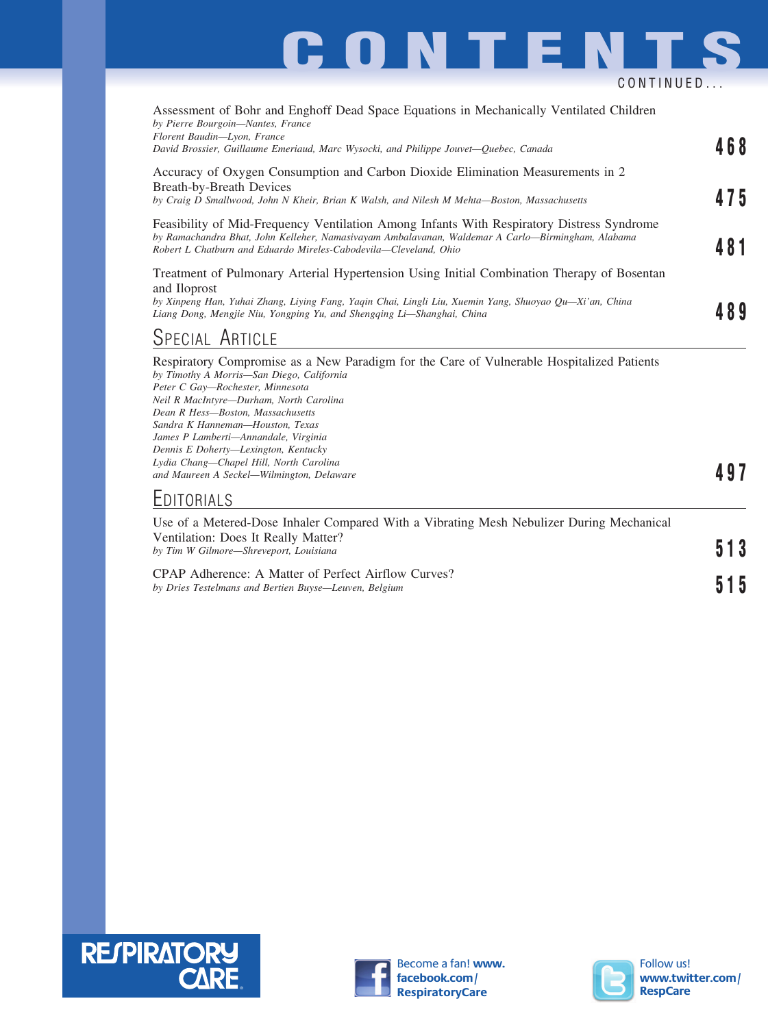# CONTENTS

CONTINUED...

Assessment of Bohr and Enghoff Dead Space Equations in Mechanically Ventilated Children
*by Pierre Bourgoin—Nantes, France*
*Florent Baudin—Lyon, France*
*David Brossier, Guillaume Emeriaud, Marc Wysocki, and Philippe Jouvet—Quebec, Canada*
**468**

Accuracy of Oxygen Consumption and Carbon Dioxide Elimination Measurements in 2 Breath-by-Breath Devices
*by Craig D Smallwood, John N Kheir, Brian K Walsh, and Nilesh M Mehta—Boston, Massachusetts*
**475**

Feasibility of Mid-Frequency Ventilation Among Infants With Respiratory Distress Syndrome
*by Ramachandra Bhat, John Kelleher, Namasivayam Ambalavanan, Waldemar A Carlo—Birmingham, Alabama*
*Robert L Chatburn and Eduardo Mireles-Cabodevila—Cleveland, Ohio*
**481**

Treatment of Pulmonary Arterial Hypertension Using Initial Combination Therapy of Bosentan and Iloprost
*by Xinpeng Han, Yuhai Zhang, Liying Fang, Yaqin Chai, Lingli Liu, Xuemin Yang, Shuoyao Qu—Xi'an, China*
*Liang Dong, Mengjie Niu, Yongping Yu, and Shengqing Li—Shanghai, China*
**489**

## Special Article

Respiratory Compromise as a New Paradigm for the Care of Vulnerable Hospitalized Patients
*by Timothy A Morris—San Diego, California*
*Peter C Gay—Rochester, Minnesota*
*Neil R MacIntyre—Durham, North Carolina*
*Dean R Hess—Boston, Massachusetts*
*Sandra K Hanneman—Houston, Texas*
*James P Lamberti—Annandale, Virginia*
*Dennis E Doherty—Lexington, Kentucky*
*Lydia Chang—Chapel Hill, North Carolina*
*and Maureen A Seckel—Wilmington, Delaware*
**497**

## Editorials

Use of a Metered-Dose Inhaler Compared With a Vibrating Mesh Nebulizer During Mechanical Ventilation: Does It Really Matter?
*by Tim W Gilmore—Shreveport, Louisiana*
**513**

CPAP Adherence: A Matter of Perfect Airflow Curves?
*by Dries Testelmans and Bertien Buyse—Leuven, Belgium*
**515**

RESPIRATORY CARE

Become a fan! www.facebook.com/RespiratoryCare

Follow us! www.twitter.com/RespCare